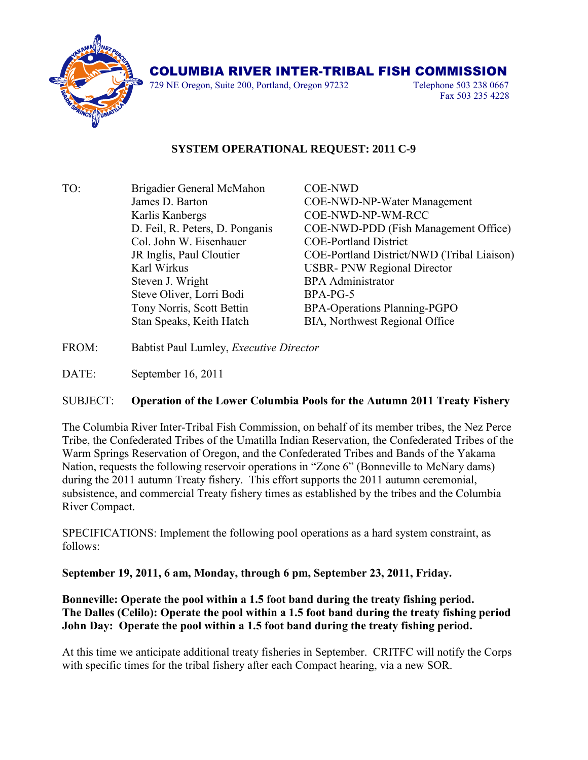# COLUMBIA RIVER INTER-TRIBAL FISH COMMISSION

729 NE Oregon, Suite 200, Portland, Oregon 97232 | Telephone 503 238 0667 | Fax 503 235 4228

## SYSTEM OPERATIONAL REQUEST: 2011 C-9

| TO: | | |
|---|---|---|
| | Brigadier General McMahon | COE-NWD |
| | James D. Barton | COE-NWD-NP-Water Management |
| | Karlis Kanbergs | COE-NWD-NP-WM-RCC |
| | D. Feil, R. Peters, D. Ponganis | COE-NWD-PDD (Fish Management Office) |
| | Col. John W. Eisenhauer | COE-Portland District |
| | JR Inglis, Paul Cloutier | COE-Portland District/NWD (Tribal Liaison) |
| | Karl Wirkus | USBR- PNW Regional Director |
| | Steven J. Wright | BPA Administrator |
| | Steve Oliver, Lorri Bodi | BPA-PG-5 |
| | Tony Norris, Scott Bettin | BPA-Operations Planning-PGPO |
| | Stan Speaks, Keith Hatch | BIA, Northwest Regional Office |

FROM: Babtist Paul Lumley, *Executive Director*

DATE: September 16, 2011

SUBJECT: **Operation of the Lower Columbia Pools for the Autumn 2011 Treaty Fishery**

The Columbia River Inter-Tribal Fish Commission, on behalf of its member tribes, the Nez Perce Tribe, the Confederated Tribes of the Umatilla Indian Reservation, the Confederated Tribes of the Warm Springs Reservation of Oregon, and the Confederated Tribes and Bands of the Yakama Nation, requests the following reservoir operations in "Zone 6" (Bonneville to McNary dams) during the 2011 autumn Treaty fishery. This effort supports the 2011 autumn ceremonial, subsistence, and commercial Treaty fishery times as established by the tribes and the Columbia River Compact.

SPECIFICATIONS: Implement the following pool operations as a hard system constraint, as follows:

**September 19, 2011, 6 am, Monday, through 6 pm, September 23, 2011, Friday.**

**Bonneville: Operate the pool within a 1.5 foot band during the treaty fishing period.**
**The Dalles (Celilo): Operate the pool within a 1.5 foot band during the treaty fishing period**
**John Day: Operate the pool within a 1.5 foot band during the treaty fishing period.**

At this time we anticipate additional treaty fisheries in September. CRITFC will notify the Corps with specific times for the tribal fishery after each Compact hearing, via a new SOR.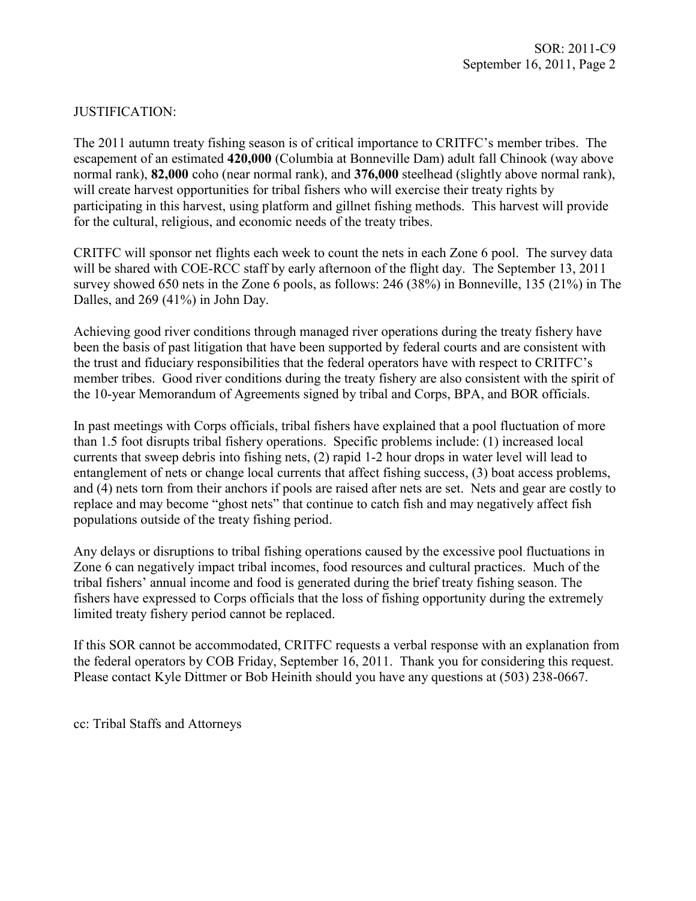JUSTIFICATION:

The 2011 autumn treaty fishing season is of critical importance to CRITFC's member tribes. The escapement of an estimated **420,000** (Columbia at Bonneville Dam) adult fall Chinook (way above normal rank), **82,000** coho (near normal rank), and **376,000** steelhead (slightly above normal rank), will create harvest opportunities for tribal fishers who will exercise their treaty rights by participating in this harvest, using platform and gillnet fishing methods. This harvest will provide for the cultural, religious, and economic needs of the treaty tribes.

CRITFC will sponsor net flights each week to count the nets in each Zone 6 pool. The survey data will be shared with COE-RCC staff by early afternoon of the flight day. The September 13, 2011 survey showed 650 nets in the Zone 6 pools, as follows: 246 (38%) in Bonneville, 135 (21%) in The Dalles, and 269 (41%) in John Day.

Achieving good river conditions through managed river operations during the treaty fishery have been the basis of past litigation that have been supported by federal courts and are consistent with the trust and fiduciary responsibilities that the federal operators have with respect to CRITFC's member tribes. Good river conditions during the treaty fishery are also consistent with the spirit of the 10-year Memorandum of Agreements signed by tribal and Corps, BPA, and BOR officials.

In past meetings with Corps officials, tribal fishers have explained that a pool fluctuation of more than 1.5 foot disrupts tribal fishery operations. Specific problems include: (1) increased local currents that sweep debris into fishing nets, (2) rapid 1-2 hour drops in water level will lead to entanglement of nets or change local currents that affect fishing success, (3) boat access problems, and (4) nets torn from their anchors if pools are raised after nets are set. Nets and gear are costly to replace and may become "ghost nets" that continue to catch fish and may negatively affect fish populations outside of the treaty fishing period.

Any delays or disruptions to tribal fishing operations caused by the excessive pool fluctuations in Zone 6 can negatively impact tribal incomes, food resources and cultural practices. Much of the tribal fishers' annual income and food is generated during the brief treaty fishing season. The fishers have expressed to Corps officials that the loss of fishing opportunity during the extremely limited treaty fishery period cannot be replaced.

If this SOR cannot be accommodated, CRITFC requests a verbal response with an explanation from the federal operators by COB Friday, September 16, 2011. Thank you for considering this request. Please contact Kyle Dittmer or Bob Heinith should you have any questions at (503) 238-0667.

cc: Tribal Staffs and Attorneys